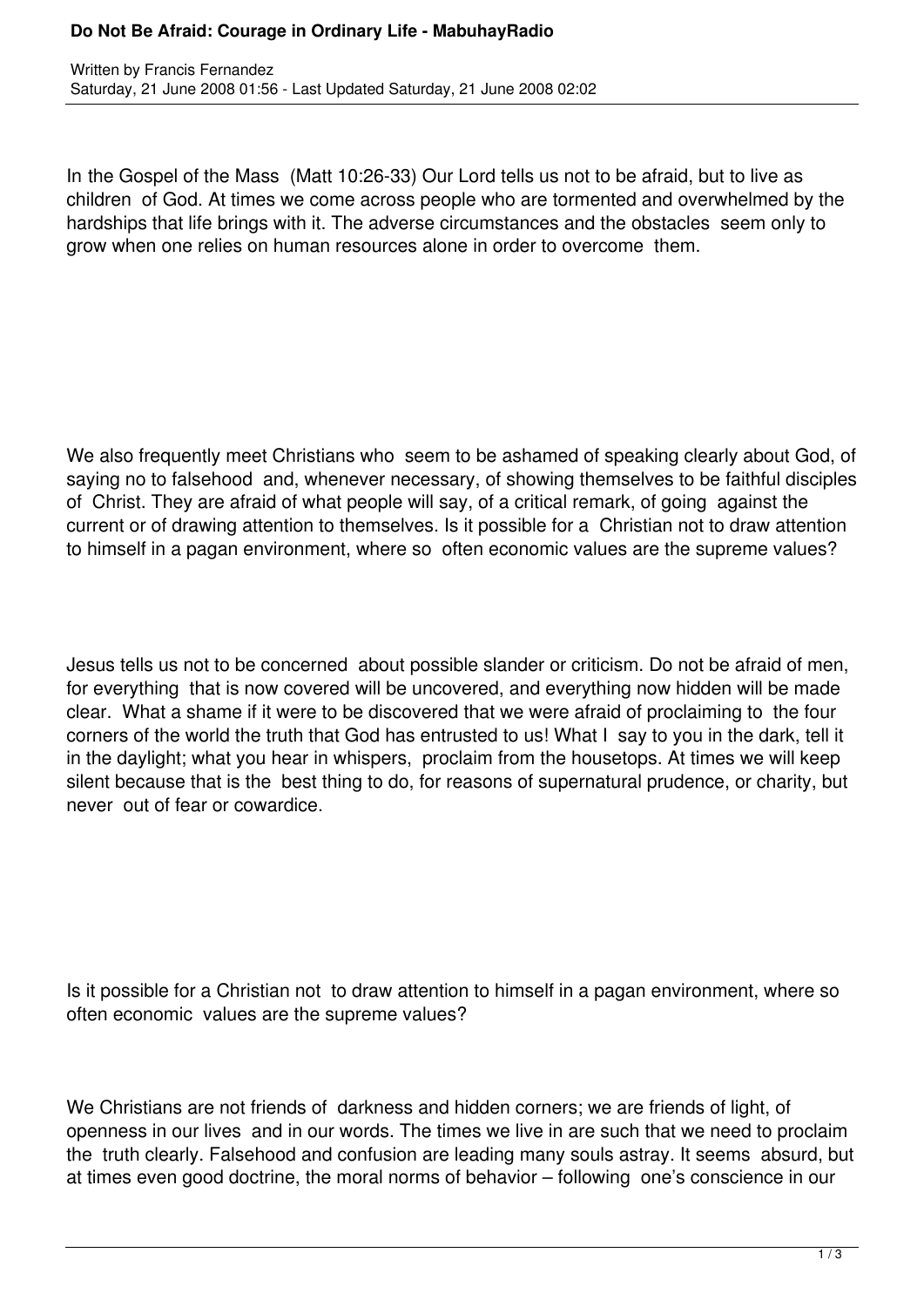# Do Not Be Afraid: Courage in Ordinary Life - MabuhayRadio

Written by Francis Fernandez
Saturday, 21 June 2008 01:56 - Last Updated Saturday, 21 June 2008 02:02

In the Gospel of the Mass (Matt 10:26-33) Our Lord tells us not to be afraid, but to live as children of God. At times we come across people who are tormented and overwhelmed by the hardships that life brings with it. The adverse circumstances and the obstacles seem only to grow when one relies on human resources alone in order to overcome them.

We also frequently meet Christians who seem to be ashamed of speaking clearly about God, of saying no to falsehood and, whenever necessary, of showing themselves to be faithful disciples of Christ. They are afraid of what people will say, of a critical remark, of going against the current or of drawing attention to themselves. Is it possible for a Christian not to draw attention to himself in a pagan environment, where so often economic values are the supreme values?

Jesus tells us not to be concerned about possible slander or criticism. Do not be afraid of men, for everything that is now covered will be uncovered, and everything now hidden will be made clear. What a shame if it were to be discovered that we were afraid of proclaiming to the four corners of the world the truth that God has entrusted to us! What I say to you in the dark, tell it in the daylight; what you hear in whispers, proclaim from the housetops. At times we will keep silent because that is the best thing to do, for reasons of supernatural prudence, or charity, but never out of fear or cowardice.

Is it possible for a Christian not to draw attention to himself in a pagan environment, where so often economic values are the supreme values?

We Christians are not friends of darkness and hidden corners; we are friends of light, of openness in our lives and in our words. The times we live in are such that we need to proclaim the truth clearly. Falsehood and confusion are leading many souls astray. It seems absurd, but at times even good doctrine, the moral norms of behavior – following one's conscience in our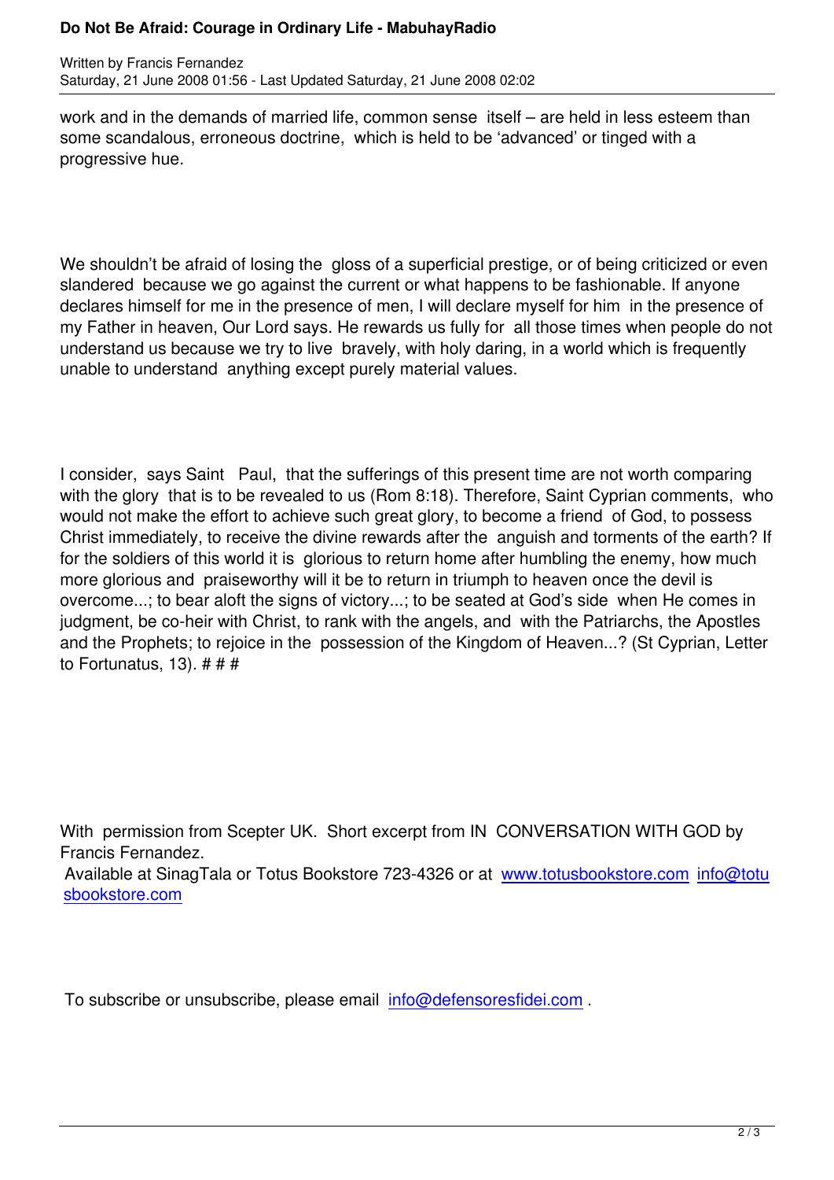work and in the demands of married life, common sense itself – are held in less esteem than some scandalous, erroneous doctrine, which is held to be 'advanced' or tinged with a progressive hue.

We shouldn't be afraid of losing the gloss of a superficial prestige, or of being criticized or even slandered because we go against the current or what happens to be fashionable. If anyone declares himself for me in the presence of men, I will declare myself for him in the presence of my Father in heaven, Our Lord says. He rewards us fully for all those times when people do not understand us because we try to live bravely, with holy daring, in a world which is frequently unable to understand anything except purely material values.

I consider, says Saint Paul, that the sufferings of this present time are not worth comparing with the glory that is to be revealed to us (Rom 8:18). Therefore, Saint Cyprian comments, who would not make the effort to achieve such great glory, to become a friend of God, to possess Christ immediately, to receive the divine rewards after the anguish and torments of the earth? If for the soldiers of this world it is glorious to return home after humbling the enemy, how much more glorious and praiseworthy will it be to return in triumph to heaven once the devil is overcome...; to bear aloft the signs of victory...; to be seated at God's side when He comes in judgment, be co-heir with Christ, to rank with the angels, and with the Patriarchs, the Apostles and the Prophets; to rejoice in the possession of the Kingdom of Heaven...? (St Cyprian, Letter to Fortunatus, 13). # # #

With permission from Scepter UK. Short excerpt from IN CONVERSATION WITH GOD by Francis Fernandez.
Available at SinagTala or Totus Bookstore 723-4326 or at www.totusbookstore.com info@totusbookstore.com

To subscribe or unsubscribe, please email info@defensoresfidei.com .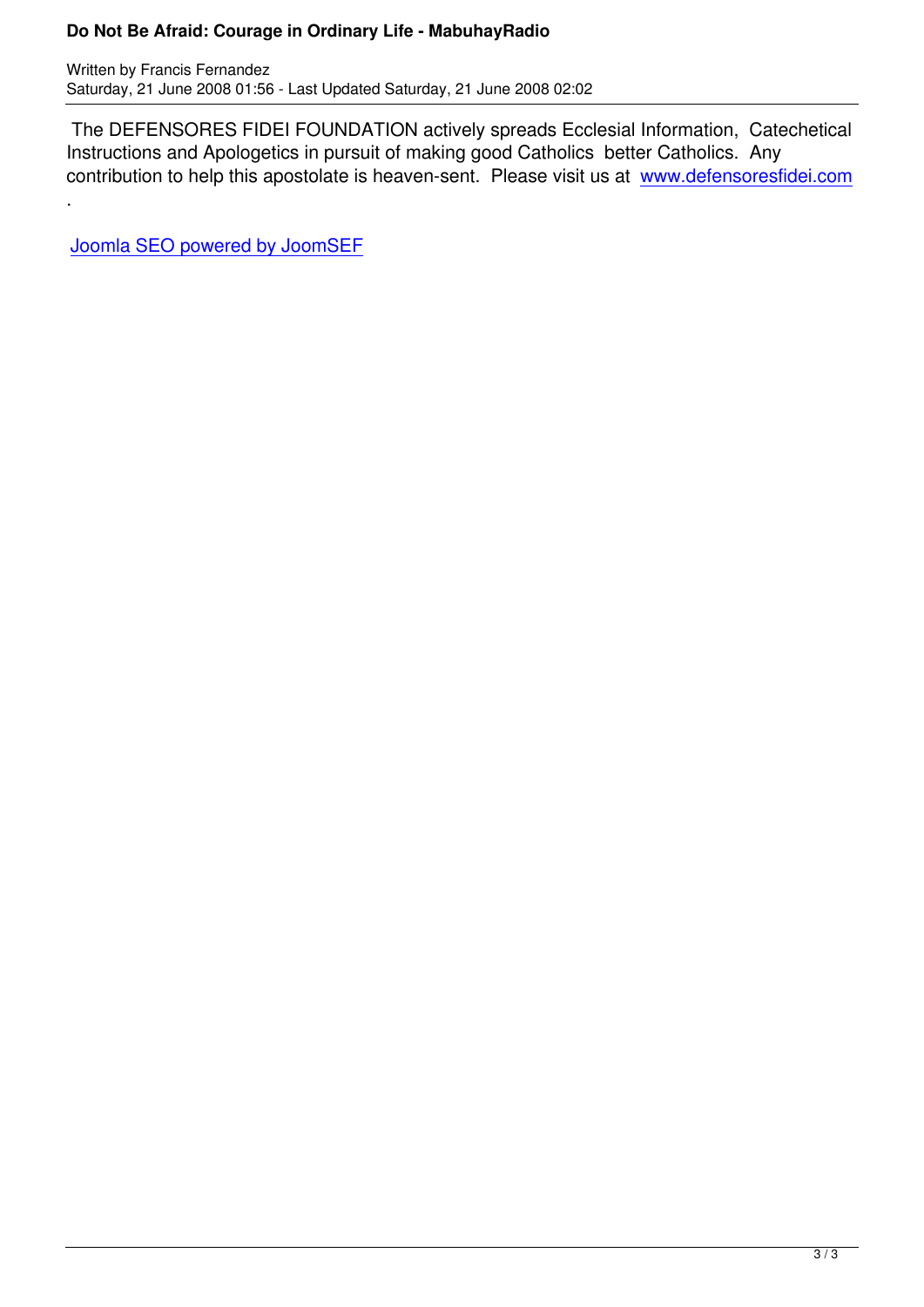The DEFENSORES FIDEI FOUNDATION actively spreads Ecclesial Information, Catechetical Instructions and Apologetics in pursuit of making good Catholics better Catholics. Any contribution to help this apostolate is heaven-sent. Please visit us at [www.defensoresfidei.com](http://www.defensoresfidei.com).

[Joomla SEO powered by JoomSEF](http://www.artio.net)